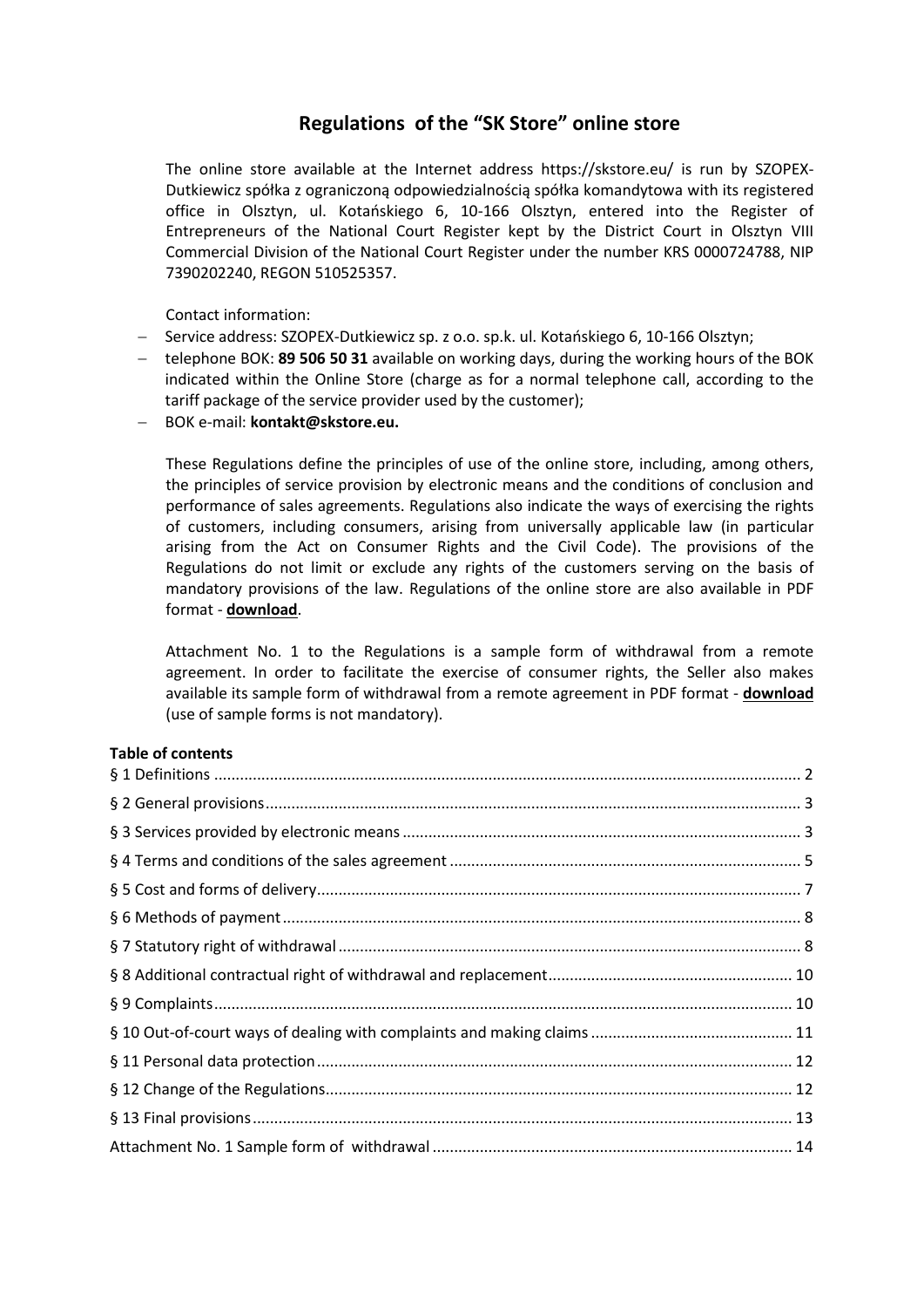# Regulations of the “SK Store” online store

The online store available at the Internet address https://skstore.eu/ is run by SZOPEX-Dutkiewicz spółka z ograniczoną odpowiedzialnością spółka komandytowa with its registered office in Olsztyn, ul. Kotańskiego 6, 10-166 Olsztyn, entered into the Register of Entrepreneurs of the National Court Register kept by the District Court in Olsztyn VIII Commercial Division of the National Court Register under the number KRS 0000724788, NIP 7390202240, REGON 510525357.

Contact information:

- Service address: SZOPEX-Dutkiewicz sp. z o.o. sp.k. ul. Kotańskiego 6, 10-166 Olsztyn;
- telephone BOK: **89 506 50 31** available on working days, during the working hours of the BOK indicated within the Online Store (charge as for a normal telephone call, according to the tariff package of the service provider used by the customer);
- BOK e-mail: **kontakt@skstore.eu.**

These Regulations define the principles of use of the online store, including, among others, the principles of service provision by electronic means and the conditions of conclusion and performance of sales agreements. Regulations also indicate the ways of exercising the rights of customers, including consumers, arising from universally applicable law (in particular arising from the Act on Consumer Rights and the Civil Code). The provisions of the Regulations do not limit or exclude any rights of the customers serving on the basis of mandatory provisions of the law. Regulations of the online store are also available in PDF format - **download**.

Attachment No. 1 to the Regulations is a sample form of withdrawal from a remote agreement. In order to facilitate the exercise of consumer rights, the Seller also makes available its sample form of withdrawal from a remote agreement in PDF format - **download** (use of sample forms is not mandatory).

**Table of contents**

§ 1 Definitions ..... 2
§ 2 General provisions ..... 3
§ 3 Services provided by electronic means ..... 3
§ 4 Terms and conditions of the sales agreement ..... 5
§ 5 Cost and forms of delivery ..... 7
§ 6 Methods of payment ..... 8
§ 7 Statutory right of withdrawal ..... 8
§ 8 Additional contractual right of withdrawal and replacement ..... 10
§ 9 Complaints ..... 10
§ 10 Out-of-court ways of dealing with complaints and making claims ..... 11
§ 11 Personal data protection ..... 12
§ 12 Change of the Regulations ..... 12
§ 13 Final provisions ..... 13
Attachment No. 1 Sample form of withdrawal ..... 14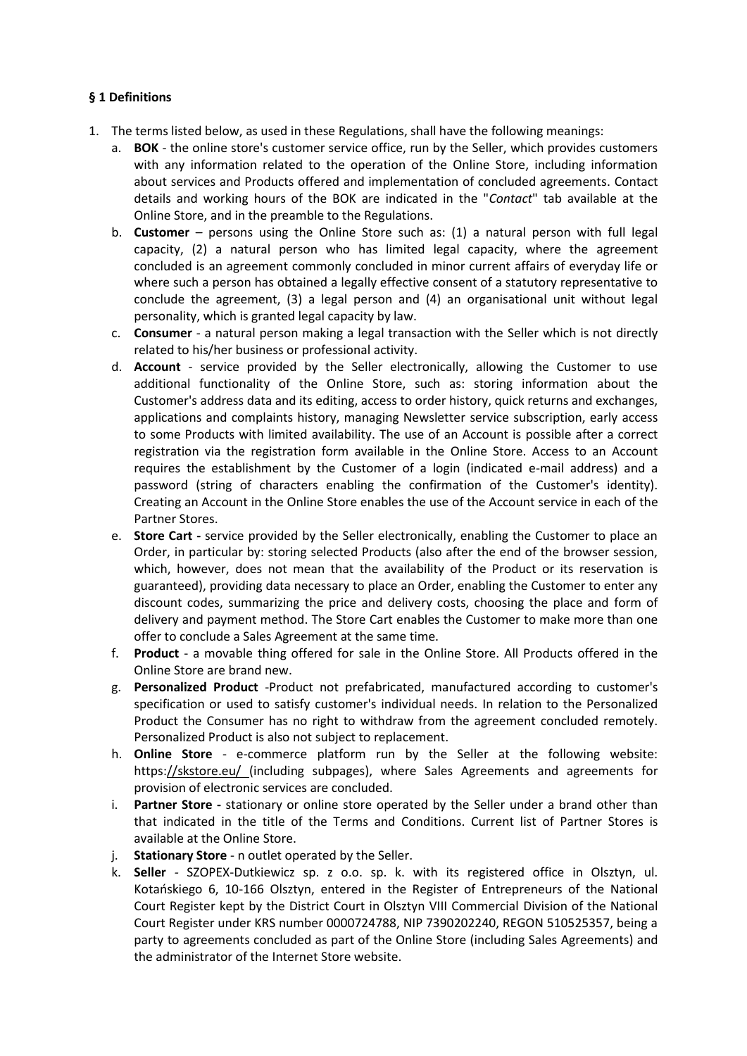**§ 1 Definitions**

1. The terms listed below, as used in these Regulations, shall have the following meanings:
   a. **BOK** - the online store's customer service office, run by the Seller, which provides customers with any information related to the operation of the Online Store, including information about services and Products offered and implementation of concluded agreements. Contact details and working hours of the BOK are indicated in the "*Contact*" tab available at the Online Store, and in the preamble to the Regulations.
   b. **Customer** – persons using the Online Store such as: (1) a natural person with full legal capacity, (2) a natural person who has limited legal capacity, where the agreement concluded is an agreement commonly concluded in minor current affairs of everyday life or where such a person has obtained a legally effective consent of a statutory representative to conclude the agreement, (3) a legal person and (4) an organisational unit without legal personality, which is granted legal capacity by law.
   c. **Consumer** - a natural person making a legal transaction with the Seller which is not directly related to his/her business or professional activity.
   d. **Account** - service provided by the Seller electronically, allowing the Customer to use additional functionality of the Online Store, such as: storing information about the Customer's address data and its editing, access to order history, quick returns and exchanges, applications and complaints history, managing Newsletter service subscription, early access to some Products with limited availability. The use of an Account is possible after a correct registration via the registration form available in the Online Store. Access to an Account requires the establishment by the Customer of a login (indicated e-mail address) and a password (string of characters enabling the confirmation of the Customer's identity). Creating an Account in the Online Store enables the use of the Account service in each of the Partner Stores.
   e. **Store Cart -** service provided by the Seller electronically, enabling the Customer to place an Order, in particular by: storing selected Products (also after the end of the browser session, which, however, does not mean that the availability of the Product or its reservation is guaranteed), providing data necessary to place an Order, enabling the Customer to enter any discount codes, summarizing the price and delivery costs, choosing the place and form of delivery and payment method. The Store Cart enables the Customer to make more than one offer to conclude a Sales Agreement at the same time.
   f. **Product** - a movable thing offered for sale in the Online Store. All Products offered in the Online Store are brand new.
   g. **Personalized Product** -Product not prefabricated, manufactured according to customer's specification or used to satisfy customer's individual needs. In relation to the Personalized Product the Consumer has no right to withdraw from the agreement concluded remotely. Personalized Product is also not subject to replacement.
   h. **Online Store** - e-commerce platform run by the Seller at the following website: https://skstore.eu/ (including subpages), where Sales Agreements and agreements for provision of electronic services are concluded.
   i. **Partner Store -** stationary or online store operated by the Seller under a brand other than that indicated in the title of the Terms and Conditions. Current list of Partner Stores is available at the Online Store.
   j. **Stationary Store** - n outlet operated by the Seller.
   k. **Seller** - SZOPEX-Dutkiewicz sp. z o.o. sp. k. with its registered office in Olsztyn, ul. Kotańskiego 6, 10-166 Olsztyn, entered in the Register of Entrepreneurs of the National Court Register kept by the District Court in Olsztyn VIII Commercial Division of the National Court Register under KRS number 0000724788, NIP 7390202240, REGON 510525357, being a party to agreements concluded as part of the Online Store (including Sales Agreements) and the administrator of the Internet Store website.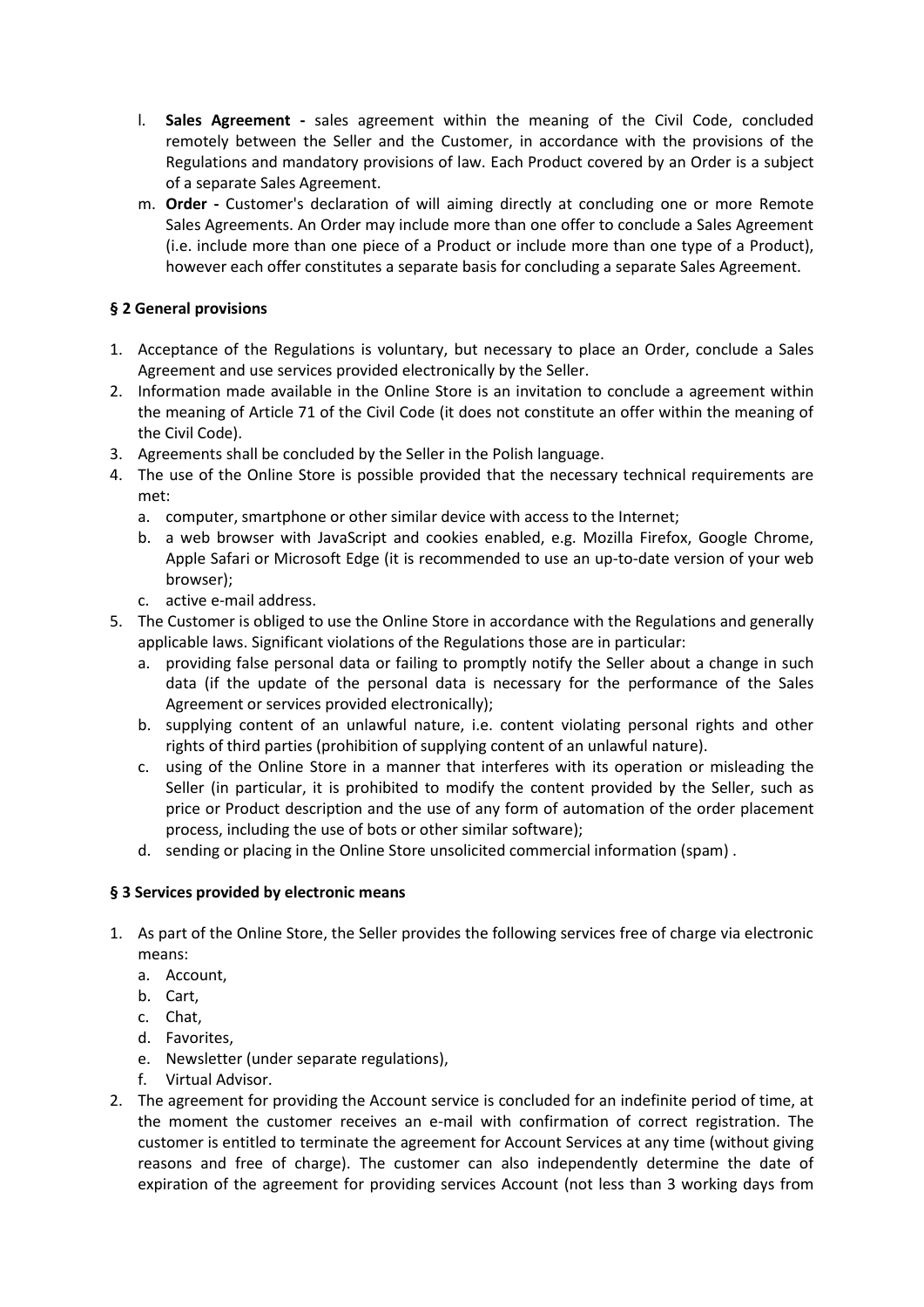l. **Sales Agreement -** sales agreement within the meaning of the Civil Code, concluded remotely between the Seller and the Customer, in accordance with the provisions of the Regulations and mandatory provisions of law. Each Product covered by an Order is a subject of a separate Sales Agreement.

m. **Order -** Customer's declaration of will aiming directly at concluding one or more Remote Sales Agreements. An Order may include more than one offer to conclude a Sales Agreement (i.e. include more than one piece of a Product or include more than one type of a Product), however each offer constitutes a separate basis for concluding a separate Sales Agreement.

### § 2 General provisions

1. Acceptance of the Regulations is voluntary, but necessary to place an Order, conclude a Sales Agreement and use services provided electronically by the Seller.
2. Information made available in the Online Store is an invitation to conclude a agreement within the meaning of Article 71 of the Civil Code (it does not constitute an offer within the meaning of the Civil Code).
3. Agreements shall be concluded by the Seller in the Polish language.
4. The use of the Online Store is possible provided that the necessary technical requirements are met:
   a. computer, smartphone or other similar device with access to the Internet;
   b. a web browser with JavaScript and cookies enabled, e.g. Mozilla Firefox, Google Chrome, Apple Safari or Microsoft Edge (it is recommended to use an up-to-date version of your web browser);
   c. active e-mail address.
5. The Customer is obliged to use the Online Store in accordance with the Regulations and generally applicable laws. Significant violations of the Regulations those are in particular:
   a. providing false personal data or failing to promptly notify the Seller about a change in such data (if the update of the personal data is necessary for the performance of the Sales Agreement or services provided electronically);
   b. supplying content of an unlawful nature, i.e. content violating personal rights and other rights of third parties (prohibition of supplying content of an unlawful nature).
   c. using of the Online Store in a manner that interferes with its operation or misleading the Seller (in particular, it is prohibited to modify the content provided by the Seller, such as price or Product description and the use of any form of automation of the order placement process, including the use of bots or other similar software);
   d. sending or placing in the Online Store unsolicited commercial information (spam) .

### § 3 Services provided by electronic means

1. As part of the Online Store, the Seller provides the following services free of charge via electronic means:
   a. Account,
   b. Cart,
   c. Chat,
   d. Favorites,
   e. Newsletter (under separate regulations),
   f. Virtual Advisor.
2. The agreement for providing the Account service is concluded for an indefinite period of time, at the moment the customer receives an e-mail with confirmation of correct registration. The customer is entitled to terminate the agreement for Account Services at any time (without giving reasons and free of charge). The customer can also independently determine the date of expiration of the agreement for providing services Account (not less than 3 working days from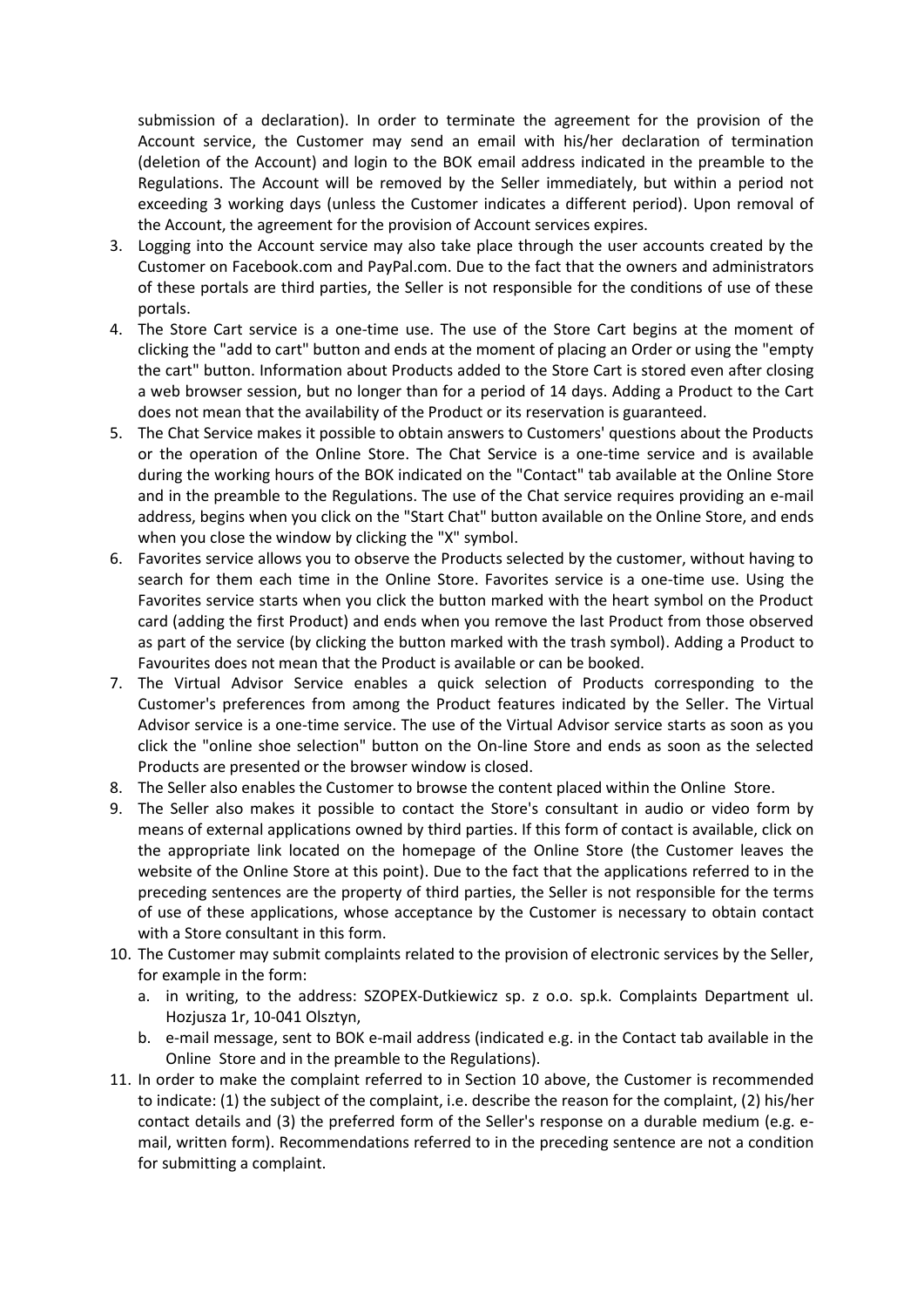submission of a declaration). In order to terminate the agreement for the provision of the Account service, the Customer may send an email with his/her declaration of termination (deletion of the Account) and login to the BOK email address indicated in the preamble to the Regulations. The Account will be removed by the Seller immediately, but within a period not exceeding 3 working days (unless the Customer indicates a different period). Upon removal of the Account, the agreement for the provision of Account services expires.

3. Logging into the Account service may also take place through the user accounts created by the Customer on Facebook.com and PayPal.com. Due to the fact that the owners and administrators of these portals are third parties, the Seller is not responsible for the conditions of use of these portals.
4. The Store Cart service is a one-time use. The use of the Store Cart begins at the moment of clicking the "add to cart" button and ends at the moment of placing an Order or using the "empty the cart" button. Information about Products added to the Store Cart is stored even after closing a web browser session, but no longer than for a period of 14 days. Adding a Product to the Cart does not mean that the availability of the Product or its reservation is guaranteed.
5. The Chat Service makes it possible to obtain answers to Customers' questions about the Products or the operation of the Online Store. The Chat Service is a one-time service and is available during the working hours of the BOK indicated on the "Contact" tab available at the Online Store and in the preamble to the Regulations. The use of the Chat service requires providing an e-mail address, begins when you click on the "Start Chat" button available on the Online Store, and ends when you close the window by clicking the "X" symbol.
6. Favorites service allows you to observe the Products selected by the customer, without having to search for them each time in the Online Store. Favorites service is a one-time use. Using the Favorites service starts when you click the button marked with the heart symbol on the Product card (adding the first Product) and ends when you remove the last Product from those observed as part of the service (by clicking the button marked with the trash symbol). Adding a Product to Favourites does not mean that the Product is available or can be booked.
7. The Virtual Advisor Service enables a quick selection of Products corresponding to the Customer's preferences from among the Product features indicated by the Seller. The Virtual Advisor service is a one-time service. The use of the Virtual Advisor service starts as soon as you click the "online shoe selection" button on the On-line Store and ends as soon as the selected Products are presented or the browser window is closed.
8. The Seller also enables the Customer to browse the content placed within the Online Store.
9. The Seller also makes it possible to contact the Store's consultant in audio or video form by means of external applications owned by third parties. If this form of contact is available, click on the appropriate link located on the homepage of the Online Store (the Customer leaves the website of the Online Store at this point). Due to the fact that the applications referred to in the preceding sentences are the property of third parties, the Seller is not responsible for the terms of use of these applications, whose acceptance by the Customer is necessary to obtain contact with a Store consultant in this form.
10. The Customer may submit complaints related to the provision of electronic services by the Seller, for example in the form:
    a. in writing, to the address: SZOPEX-Dutkiewicz sp. z o.o. sp.k. Complaints Department ul. Hozjusza 1r, 10-041 Olsztyn,
    b. e-mail message, sent to BOK e-mail address (indicated e.g. in the Contact tab available in the Online Store and in the preamble to the Regulations).
11. In order to make the complaint referred to in Section 10 above, the Customer is recommended to indicate: (1) the subject of the complaint, i.e. describe the reason for the complaint, (2) his/her contact details and (3) the preferred form of the Seller's response on a durable medium (e.g. e-mail, written form). Recommendations referred to in the preceding sentence are not a condition for submitting a complaint.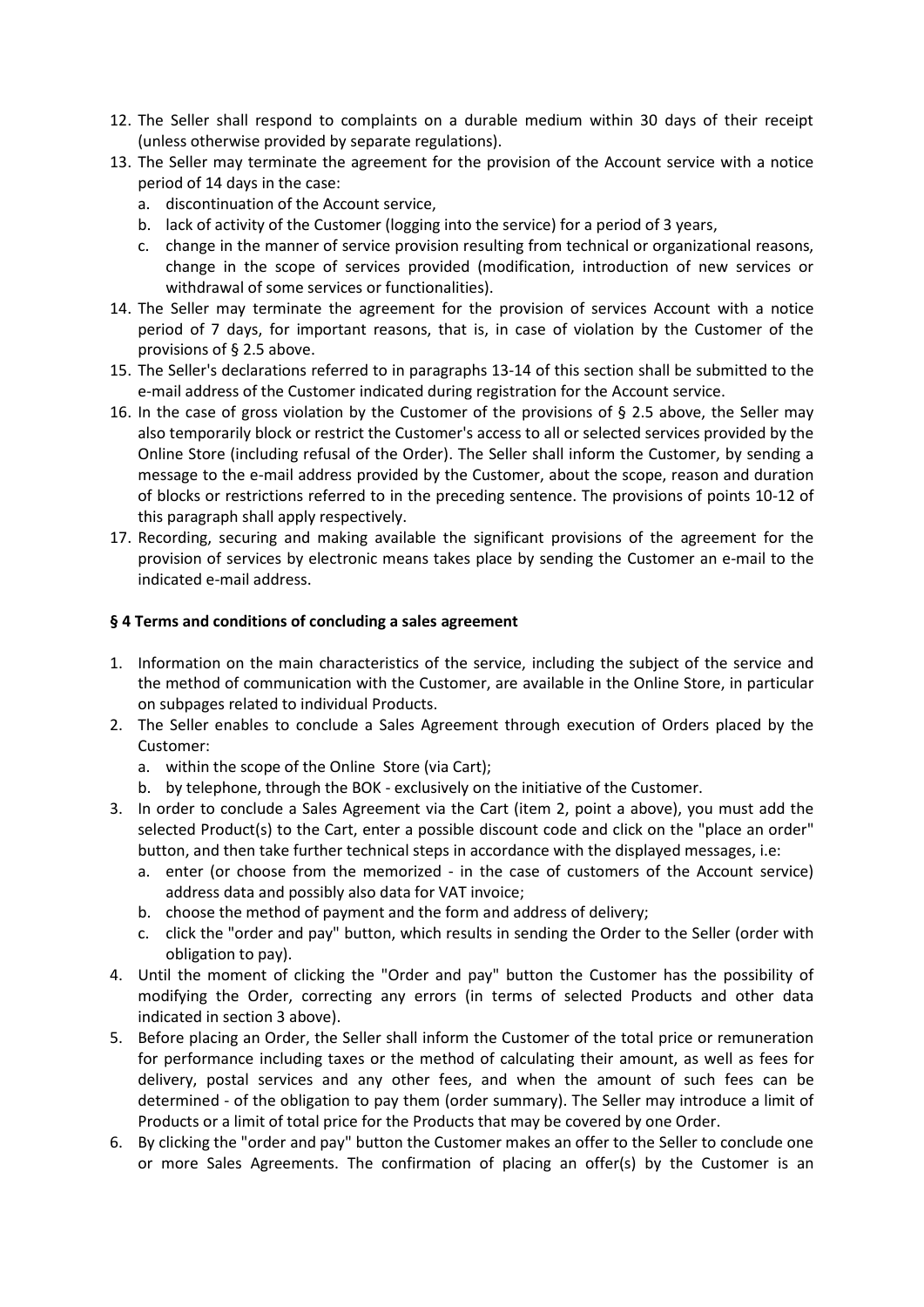12. The Seller shall respond to complaints on a durable medium within 30 days of their receipt (unless otherwise provided by separate regulations).
13. The Seller may terminate the agreement for the provision of the Account service with a notice period of 14 days in the case:
    a. discontinuation of the Account service,
    b. lack of activity of the Customer (logging into the service) for a period of 3 years,
    c. change in the manner of service provision resulting from technical or organizational reasons, change in the scope of services provided (modification, introduction of new services or withdrawal of some services or functionalities).
14. The Seller may terminate the agreement for the provision of services Account with a notice period of 7 days, for important reasons, that is, in case of violation by the Customer of the provisions of § 2.5 above.
15. The Seller's declarations referred to in paragraphs 13-14 of this section shall be submitted to the e-mail address of the Customer indicated during registration for the Account service.
16. In the case of gross violation by the Customer of the provisions of § 2.5 above, the Seller may also temporarily block or restrict the Customer's access to all or selected services provided by the Online Store (including refusal of the Order). The Seller shall inform the Customer, by sending a message to the e-mail address provided by the Customer, about the scope, reason and duration of blocks or restrictions referred to in the preceding sentence. The provisions of points 10-12 of this paragraph shall apply respectively.
17. Recording, securing and making available the significant provisions of the agreement for the provision of services by electronic means takes place by sending the Customer an e-mail to the indicated e-mail address.

**§ 4 Terms and conditions of concluding a sales agreement**

1. Information on the main characteristics of the service, including the subject of the service and the method of communication with the Customer, are available in the Online Store, in particular on subpages related to individual Products.
2. The Seller enables to conclude a Sales Agreement through execution of Orders placed by the Customer:
    a. within the scope of the Online Store (via Cart);
    b. by telephone, through the BOK - exclusively on the initiative of the Customer.
3. In order to conclude a Sales Agreement via the Cart (item 2, point a above), you must add the selected Product(s) to the Cart, enter a possible discount code and click on the "place an order" button, and then take further technical steps in accordance with the displayed messages, i.e:
    a. enter (or choose from the memorized - in the case of customers of the Account service) address data and possibly also data for VAT invoice;
    b. choose the method of payment and the form and address of delivery;
    c. click the "order and pay" button, which results in sending the Order to the Seller (order with obligation to pay).
4. Until the moment of clicking the "Order and pay" button the Customer has the possibility of modifying the Order, correcting any errors (in terms of selected Products and other data indicated in section 3 above).
5. Before placing an Order, the Seller shall inform the Customer of the total price or remuneration for performance including taxes or the method of calculating their amount, as well as fees for delivery, postal services and any other fees, and when the amount of such fees can be determined - of the obligation to pay them (order summary). The Seller may introduce a limit of Products or a limit of total price for the Products that may be covered by one Order.
6. By clicking the "order and pay" button the Customer makes an offer to the Seller to conclude one or more Sales Agreements. The confirmation of placing an offer(s) by the Customer is an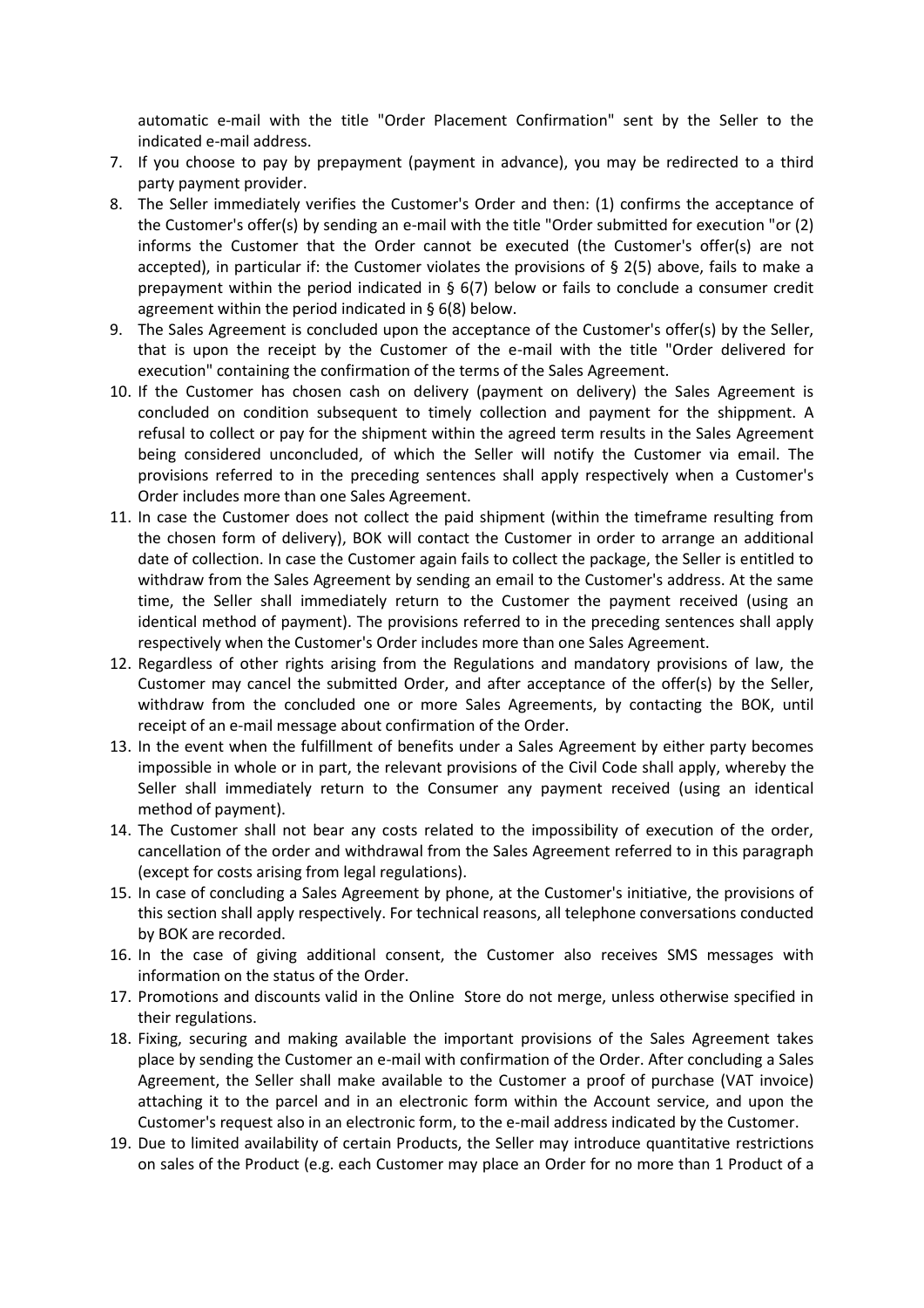automatic e-mail with the title "Order Placement Confirmation" sent by the Seller to the indicated e-mail address.

7. If you choose to pay by prepayment (payment in advance), you may be redirected to a third party payment provider.
8. The Seller immediately verifies the Customer's Order and then: (1) confirms the acceptance of the Customer's offer(s) by sending an e-mail with the title "Order submitted for execution "or (2) informs the Customer that the Order cannot be executed (the Customer's offer(s) are not accepted), in particular if: the Customer violates the provisions of § 2(5) above, fails to make a prepayment within the period indicated in § 6(7) below or fails to conclude a consumer credit agreement within the period indicated in § 6(8) below.
9. The Sales Agreement is concluded upon the acceptance of the Customer's offer(s) by the Seller, that is upon the receipt by the Customer of the e-mail with the title "Order delivered for execution" containing the confirmation of the terms of the Sales Agreement.
10. If the Customer has chosen cash on delivery (payment on delivery) the Sales Agreement is concluded on condition subsequent to timely collection and payment for the shippment. A refusal to collect or pay for the shipment within the agreed term results in the Sales Agreement being considered unconcluded, of which the Seller will notify the Customer via email. The provisions referred to in the preceding sentences shall apply respectively when a Customer's Order includes more than one Sales Agreement.
11. In case the Customer does not collect the paid shipment (within the timeframe resulting from the chosen form of delivery), BOK will contact the Customer in order to arrange an additional date of collection. In case the Customer again fails to collect the package, the Seller is entitled to withdraw from the Sales Agreement by sending an email to the Customer's address. At the same time, the Seller shall immediately return to the Customer the payment received (using an identical method of payment). The provisions referred to in the preceding sentences shall apply respectively when the Customer's Order includes more than one Sales Agreement.
12. Regardless of other rights arising from the Regulations and mandatory provisions of law, the Customer may cancel the submitted Order, and after acceptance of the offer(s) by the Seller, withdraw from the concluded one or more Sales Agreements, by contacting the BOK, until receipt of an e-mail message about confirmation of the Order.
13. In the event when the fulfillment of benefits under a Sales Agreement by either party becomes impossible in whole or in part, the relevant provisions of the Civil Code shall apply, whereby the Seller shall immediately return to the Consumer any payment received (using an identical method of payment).
14. The Customer shall not bear any costs related to the impossibility of execution of the order, cancellation of the order and withdrawal from the Sales Agreement referred to in this paragraph (except for costs arising from legal regulations).
15. In case of concluding a Sales Agreement by phone, at the Customer's initiative, the provisions of this section shall apply respectively. For technical reasons, all telephone conversations conducted by BOK are recorded.
16. In the case of giving additional consent, the Customer also receives SMS messages with information on the status of the Order.
17. Promotions and discounts valid in the Online Store do not merge, unless otherwise specified in their regulations.
18. Fixing, securing and making available the important provisions of the Sales Agreement takes place by sending the Customer an e-mail with confirmation of the Order. After concluding a Sales Agreement, the Seller shall make available to the Customer a proof of purchase (VAT invoice) attaching it to the parcel and in an electronic form within the Account service, and upon the Customer's request also in an electronic form, to the e-mail address indicated by the Customer.
19. Due to limited availability of certain Products, the Seller may introduce quantitative restrictions on sales of the Product (e.g. each Customer may place an Order for no more than 1 Product of a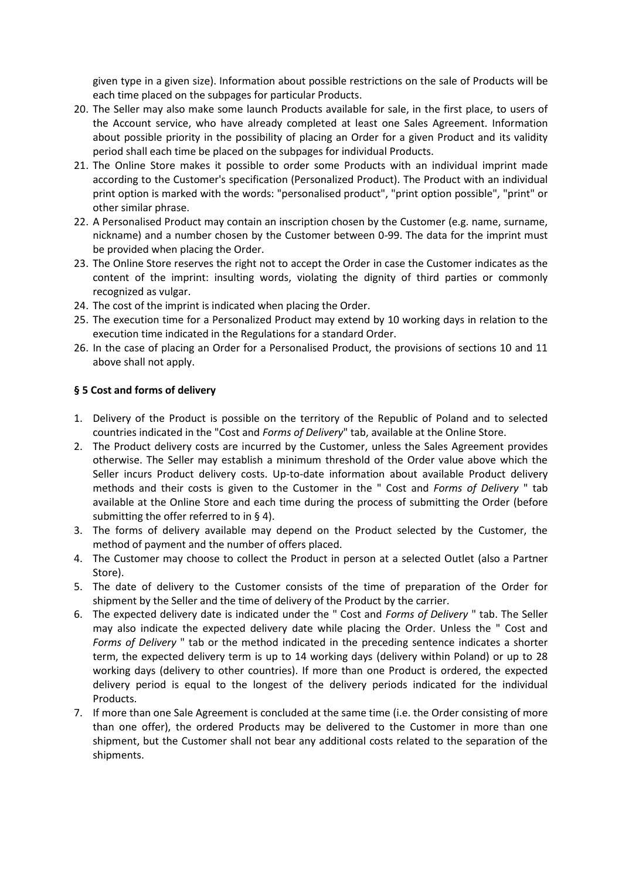given type in a given size). Information about possible restrictions on the sale of Products will be each time placed on the subpages for particular Products.

20. The Seller may also make some launch Products available for sale, in the first place, to users of the Account service, who have already completed at least one Sales Agreement. Information about possible priority in the possibility of placing an Order for a given Product and its validity period shall each time be placed on the subpages for individual Products.
21. The Online Store makes it possible to order some Products with an individual imprint made according to the Customer's specification (Personalized Product). The Product with an individual print option is marked with the words: "personalised product", "print option possible", "print" or other similar phrase.
22. A Personalised Product may contain an inscription chosen by the Customer (e.g. name, surname, nickname) and a number chosen by the Customer between 0-99. The data for the imprint must be provided when placing the Order.
23. The Online Store reserves the right not to accept the Order in case the Customer indicates as the content of the imprint: insulting words, violating the dignity of third parties or commonly recognized as vulgar.
24. The cost of the imprint is indicated when placing the Order.
25. The execution time for a Personalized Product may extend by 10 working days in relation to the execution time indicated in the Regulations for a standard Order.
26. In the case of placing an Order for a Personalised Product, the provisions of sections 10 and 11 above shall not apply.

**§ 5 Cost and forms of delivery**

1. Delivery of the Product is possible on the territory of the Republic of Poland and to selected countries indicated in the "Cost and *Forms of Delivery*" tab, available at the Online Store.
2. The Product delivery costs are incurred by the Customer, unless the Sales Agreement provides otherwise. The Seller may establish a minimum threshold of the Order value above which the Seller incurs Product delivery costs. Up-to-date information about available Product delivery methods and their costs is given to the Customer in the " Cost and *Forms of Delivery* " tab available at the Online Store and each time during the process of submitting the Order (before submitting the offer referred to in § 4).
3. The forms of delivery available may depend on the Product selected by the Customer, the method of payment and the number of offers placed.
4. The Customer may choose to collect the Product in person at a selected Outlet (also a Partner Store).
5. The date of delivery to the Customer consists of the time of preparation of the Order for shipment by the Seller and the time of delivery of the Product by the carrier.
6. The expected delivery date is indicated under the " Cost and *Forms of Delivery* " tab. The Seller may also indicate the expected delivery date while placing the Order. Unless the " Cost and *Forms of Delivery* " tab or the method indicated in the preceding sentence indicates a shorter term, the expected delivery term is up to 14 working days (delivery within Poland) or up to 28 working days (delivery to other countries). If more than one Product is ordered, the expected delivery period is equal to the longest of the delivery periods indicated for the individual Products.
7. If more than one Sale Agreement is concluded at the same time (i.e. the Order consisting of more than one offer), the ordered Products may be delivered to the Customer in more than one shipment, but the Customer shall not bear any additional costs related to the separation of the shipments.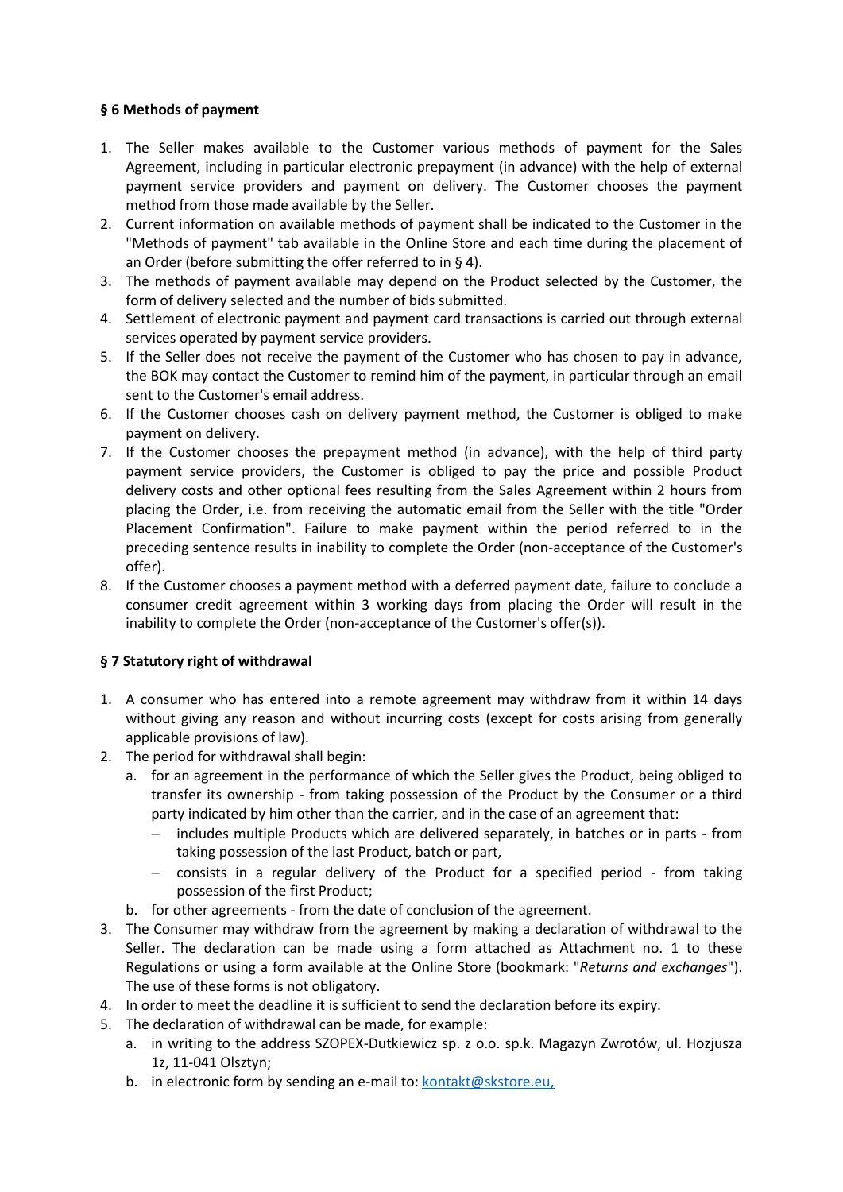### § 6 Methods of payment

1. The Seller makes available to the Customer various methods of payment for the Sales Agreement, including in particular electronic prepayment (in advance) with the help of external payment service providers and payment on delivery. The Customer chooses the payment method from those made available by the Seller.
2. Current information on available methods of payment shall be indicated to the Customer in the "Methods of payment" tab available in the Online Store and each time during the placement of an Order (before submitting the offer referred to in § 4).
3. The methods of payment available may depend on the Product selected by the Customer, the form of delivery selected and the number of bids submitted.
4. Settlement of electronic payment and payment card transactions is carried out through external services operated by payment service providers.
5. If the Seller does not receive the payment of the Customer who has chosen to pay in advance, the BOK may contact the Customer to remind him of the payment, in particular through an email sent to the Customer's email address.
6. If the Customer chooses cash on delivery payment method, the Customer is obliged to make payment on delivery.
7. If the Customer chooses the prepayment method (in advance), with the help of third party payment service providers, the Customer is obliged to pay the price and possible Product delivery costs and other optional fees resulting from the Sales Agreement within 2 hours from placing the Order, i.e. from receiving the automatic email from the Seller with the title "Order Placement Confirmation". Failure to make payment within the period referred to in the preceding sentence results in inability to complete the Order (non-acceptance of the Customer's offer).
8. If the Customer chooses a payment method with a deferred payment date, failure to conclude a consumer credit agreement within 3 working days from placing the Order will result in the inability to complete the Order (non-acceptance of the Customer's offer(s)).

### § 7 Statutory right of withdrawal

1. A consumer who has entered into a remote agreement may withdraw from it within 14 days without giving any reason and without incurring costs (except for costs arising from generally applicable provisions of law).
2. The period for withdrawal shall begin:
   a. for an agreement in the performance of which the Seller gives the Product, being obliged to transfer its ownership - from taking possession of the Product by the Consumer or a third party indicated by him other than the carrier, and in the case of an agreement that:
      - includes multiple Products which are delivered separately, in batches or in parts - from taking possession of the last Product, batch or part,
      - consists in a regular delivery of the Product for a specified period - from taking possession of the first Product;
   b. for other agreements - from the date of conclusion of the agreement.
3. The Consumer may withdraw from the agreement by making a declaration of withdrawal to the Seller. The declaration can be made using a form attached as Attachment no. 1 to these Regulations or using a form available at the Online Store (bookmark: "*Returns and exchanges*"). The use of these forms is not obligatory.
4. In order to meet the deadline it is sufficient to send the declaration before its expiry.
5. The declaration of withdrawal can be made, for example:
   a. in writing to the address SZOPEX-Dutkiewicz sp. z o.o. sp.k. Magazyn Zwrotów, ul. Hozjusza 1z, 11-041 Olsztyn;
   b. in electronic form by sending an e-mail to: kontakt@skstore.eu,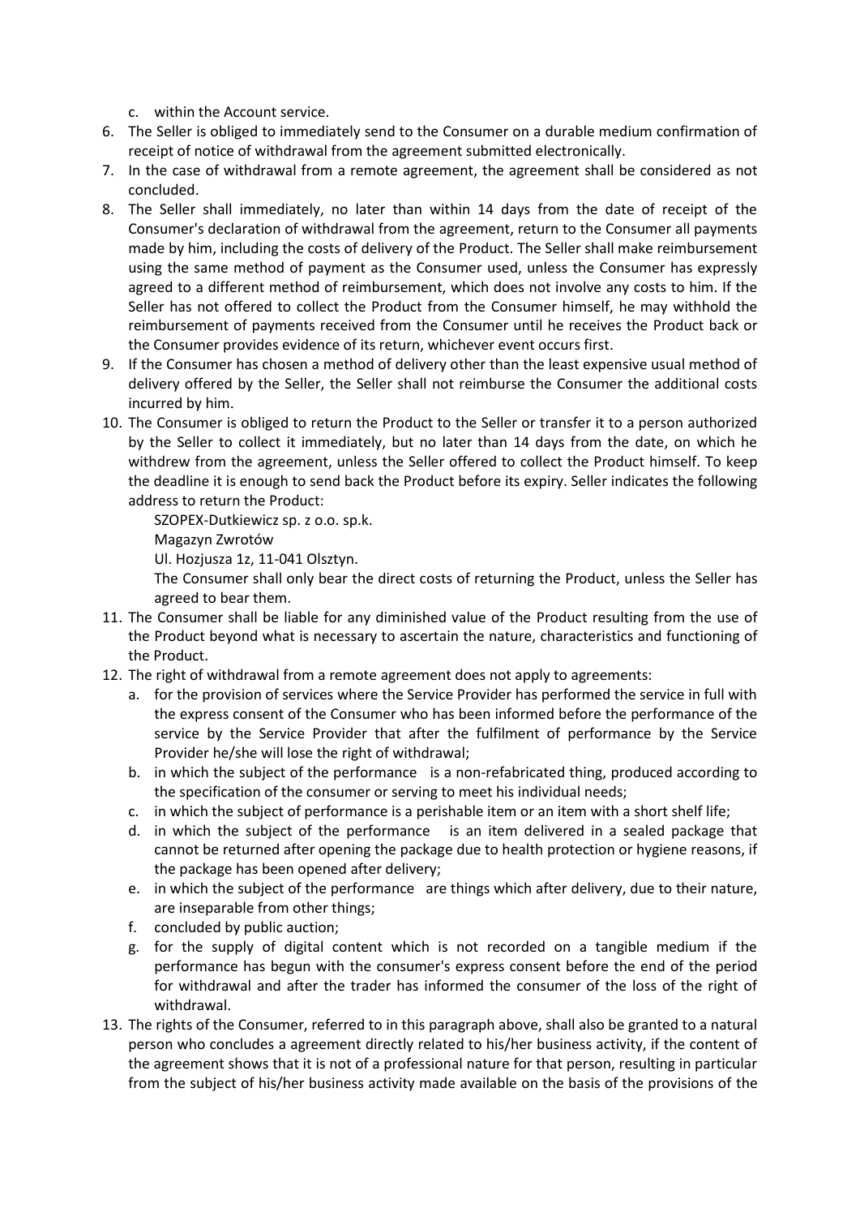c. within the Account service.

6. The Seller is obliged to immediately send to the Consumer on a durable medium confirmation of receipt of notice of withdrawal from the agreement submitted electronically.
7. In the case of withdrawal from a remote agreement, the agreement shall be considered as not concluded.
8. The Seller shall immediately, no later than within 14 days from the date of receipt of the Consumer's declaration of withdrawal from the agreement, return to the Consumer all payments made by him, including the costs of delivery of the Product. The Seller shall make reimbursement using the same method of payment as the Consumer used, unless the Consumer has expressly agreed to a different method of reimbursement, which does not involve any costs to him. If the Seller has not offered to collect the Product from the Consumer himself, he may withhold the reimbursement of payments received from the Consumer until he receives the Product back or the Consumer provides evidence of its return, whichever event occurs first.
9. If the Consumer has chosen a method of delivery other than the least expensive usual method of delivery offered by the Seller, the Seller shall not reimburse the Consumer the additional costs incurred by him.
10. The Consumer is obliged to return the Product to the Seller or transfer it to a person authorized by the Seller to collect it immediately, but no later than 14 days from the date, on which he withdrew from the agreement, unless the Seller offered to collect the Product himself. To keep the deadline it is enough to send back the Product before its expiry. Seller indicates the following address to return the Product:

    SZOPEX-Dutkiewicz sp. z o.o. sp.k.
    Magazyn Zwrotów
    Ul. Hozjusza 1z, 11-041 Olsztyn.

    The Consumer shall only bear the direct costs of returning the Product, unless the Seller has agreed to bear them.
11. The Consumer shall be liable for any diminished value of the Product resulting from the use of the Product beyond what is necessary to ascertain the nature, characteristics and functioning of the Product.
12. The right of withdrawal from a remote agreement does not apply to agreements:
    a. for the provision of services where the Service Provider has performed the service in full with the express consent of the Consumer who has been informed before the performance of the service by the Service Provider that after the fulfilment of performance by the Service Provider he/she will lose the right of withdrawal;
    b. in which the subject of the performance is a non-refabricated thing, produced according to the specification of the consumer or serving to meet his individual needs;
    c. in which the subject of performance is a perishable item or an item with a short shelf life;
    d. in which the subject of the performance is an item delivered in a sealed package that cannot be returned after opening the package due to health protection or hygiene reasons, if the package has been opened after delivery;
    e. in which the subject of the performance are things which after delivery, due to their nature, are inseparable from other things;
    f. concluded by public auction;
    g. for the supply of digital content which is not recorded on a tangible medium if the performance has begun with the consumer's express consent before the end of the period for withdrawal and after the trader has informed the consumer of the loss of the right of withdrawal.
13. The rights of the Consumer, referred to in this paragraph above, shall also be granted to a natural person who concludes a agreement directly related to his/her business activity, if the content of the agreement shows that it is not of a professional nature for that person, resulting in particular from the subject of his/her business activity made available on the basis of the provisions of the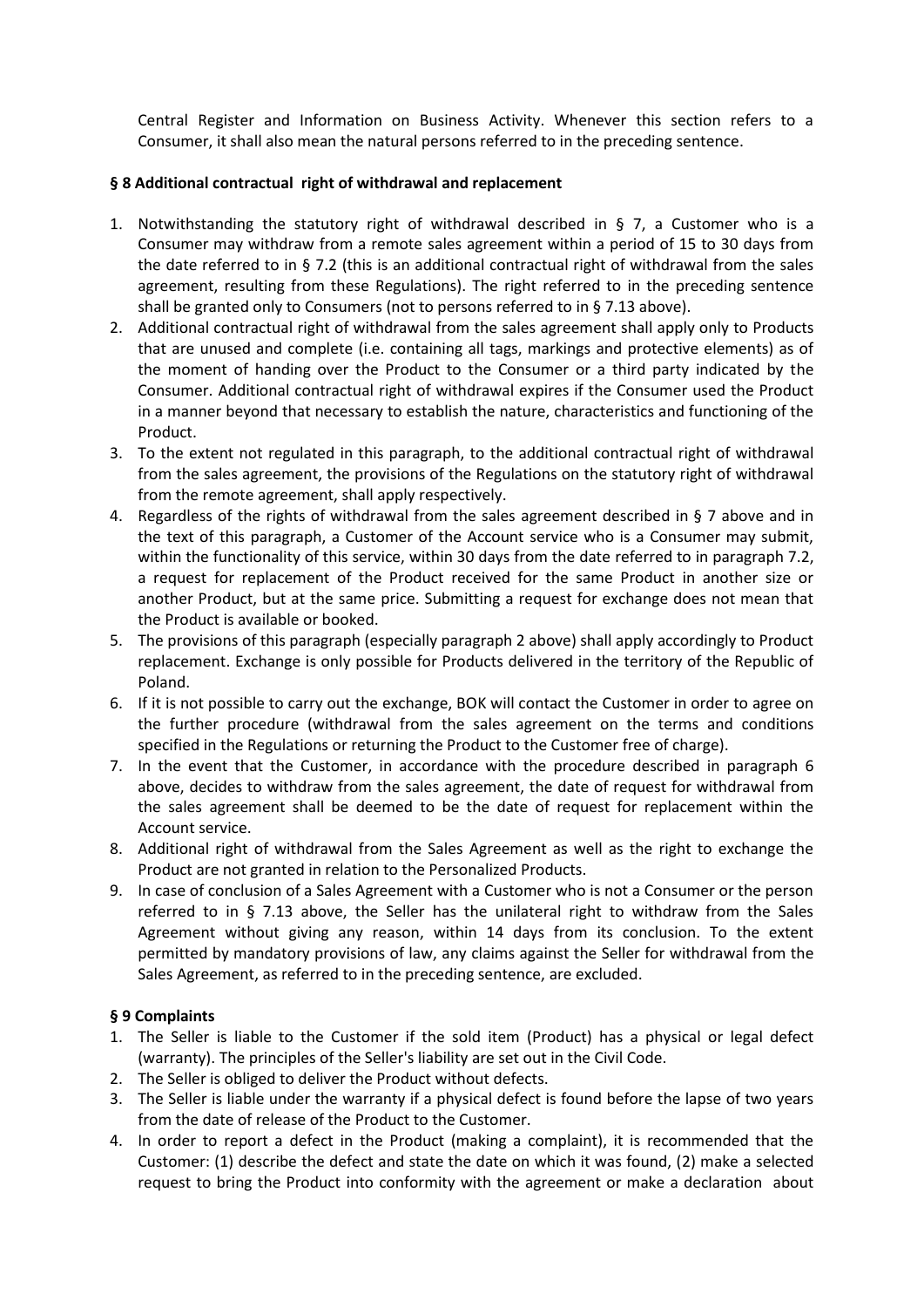Central Register and Information on Business Activity. Whenever this section refers to a Consumer, it shall also mean the natural persons referred to in the preceding sentence.

**§ 8 Additional contractual right of withdrawal and replacement**

1. Notwithstanding the statutory right of withdrawal described in § 7, a Customer who is a Consumer may withdraw from a remote sales agreement within a period of 15 to 30 days from the date referred to in § 7.2 (this is an additional contractual right of withdrawal from the sales agreement, resulting from these Regulations). The right referred to in the preceding sentence shall be granted only to Consumers (not to persons referred to in § 7.13 above).
2. Additional contractual right of withdrawal from the sales agreement shall apply only to Products that are unused and complete (i.e. containing all tags, markings and protective elements) as of the moment of handing over the Product to the Consumer or a third party indicated by the Consumer. Additional contractual right of withdrawal expires if the Consumer used the Product in a manner beyond that necessary to establish the nature, characteristics and functioning of the Product.
3. To the extent not regulated in this paragraph, to the additional contractual right of withdrawal from the sales agreement, the provisions of the Regulations on the statutory right of withdrawal from the remote agreement, shall apply respectively.
4. Regardless of the rights of withdrawal from the sales agreement described in § 7 above and in the text of this paragraph, a Customer of the Account service who is a Consumer may submit, within the functionality of this service, within 30 days from the date referred to in paragraph 7.2, a request for replacement of the Product received for the same Product in another size or another Product, but at the same price. Submitting a request for exchange does not mean that the Product is available or booked.
5. The provisions of this paragraph (especially paragraph 2 above) shall apply accordingly to Product replacement. Exchange is only possible for Products delivered in the territory of the Republic of Poland.
6. If it is not possible to carry out the exchange, BOK will contact the Customer in order to agree on the further procedure (withdrawal from the sales agreement on the terms and conditions specified in the Regulations or returning the Product to the Customer free of charge).
7. In the event that the Customer, in accordance with the procedure described in paragraph 6 above, decides to withdraw from the sales agreement, the date of request for withdrawal from the sales agreement shall be deemed to be the date of request for replacement within the Account service.
8. Additional right of withdrawal from the Sales Agreement as well as the right to exchange the Product are not granted in relation to the Personalized Products.
9. In case of conclusion of a Sales Agreement with a Customer who is not a Consumer or the person referred to in § 7.13 above, the Seller has the unilateral right to withdraw from the Sales Agreement without giving any reason, within 14 days from its conclusion. To the extent permitted by mandatory provisions of law, any claims against the Seller for withdrawal from the Sales Agreement, as referred to in the preceding sentence, are excluded.

**§ 9 Complaints**

1. The Seller is liable to the Customer if the sold item (Product) has a physical or legal defect (warranty). The principles of the Seller's liability are set out in the Civil Code.
2. The Seller is obliged to deliver the Product without defects.
3. The Seller is liable under the warranty if a physical defect is found before the lapse of two years from the date of release of the Product to the Customer.
4. In order to report a defect in the Product (making a complaint), it is recommended that the Customer: (1) describe the defect and state the date on which it was found, (2) make a selected request to bring the Product into conformity with the agreement or make a declaration about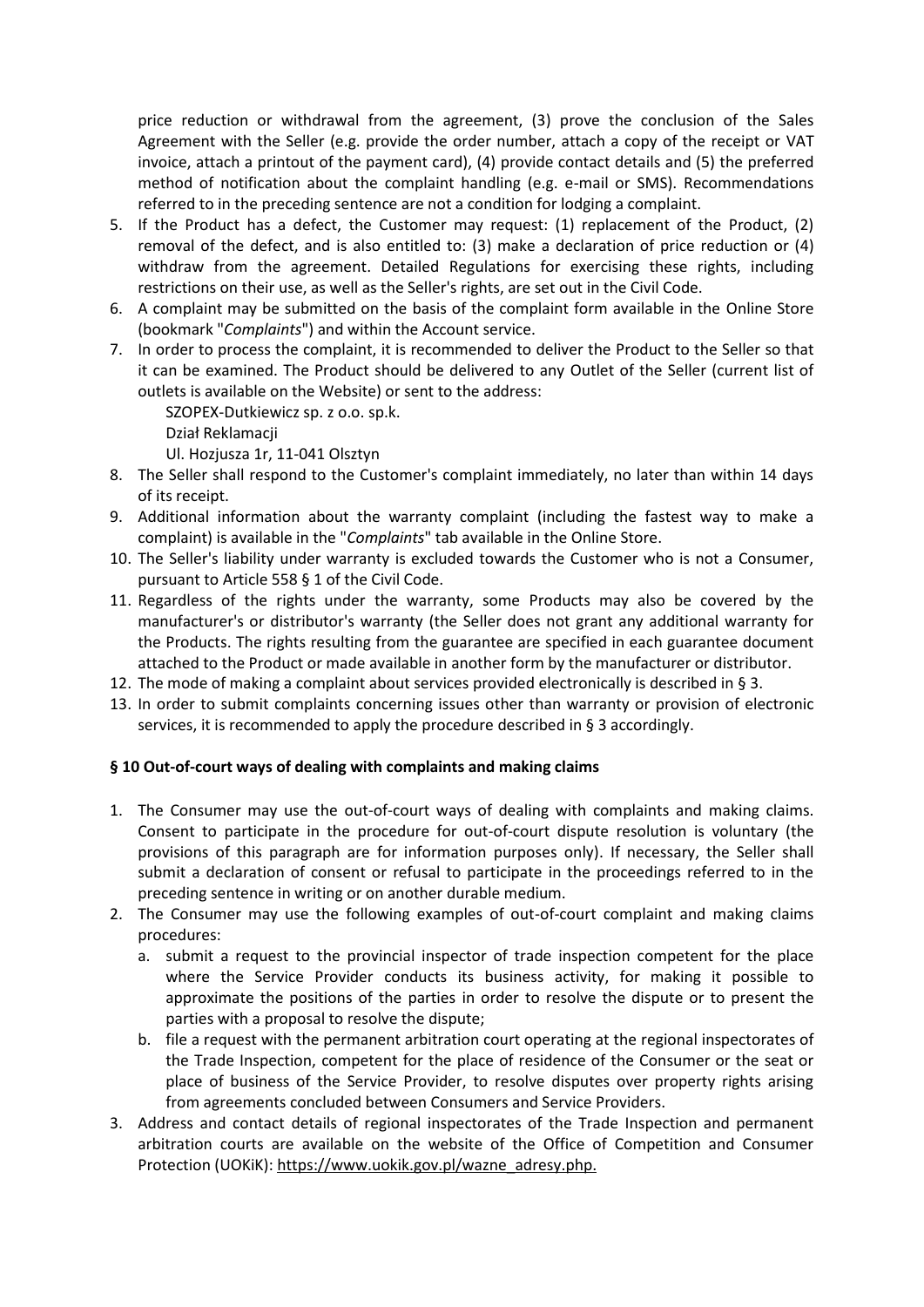price reduction or withdrawal from the agreement, (3) prove the conclusion of the Sales Agreement with the Seller (e.g. provide the order number, attach a copy of the receipt or VAT invoice, attach a printout of the payment card), (4) provide contact details and (5) the preferred method of notification about the complaint handling (e.g. e-mail or SMS). Recommendations referred to in the preceding sentence are not a condition for lodging a complaint.

5. If the Product has a defect, the Customer may request: (1) replacement of the Product, (2) removal of the defect, and is also entitled to: (3) make a declaration of price reduction or (4) withdraw from the agreement. Detailed Regulations for exercising these rights, including restrictions on their use, as well as the Seller's rights, are set out in the Civil Code.
6. A complaint may be submitted on the basis of the complaint form available in the Online Store (bookmark "*Complaints*") and within the Account service.
7. In order to process the complaint, it is recommended to deliver the Product to the Seller so that it can be examined. The Product should be delivered to any Outlet of the Seller (current list of outlets is available on the Website) or sent to the address:

   SZOPEX-Dutkiewicz sp. z o.o. sp.k.
   Dział Reklamacji
   Ul. Hozjusza 1r, 11-041 Olsztyn
8. The Seller shall respond to the Customer's complaint immediately, no later than within 14 days of its receipt.
9. Additional information about the warranty complaint (including the fastest way to make a complaint) is available in the "*Complaints*" tab available in the Online Store.
10. The Seller's liability under warranty is excluded towards the Customer who is not a Consumer, pursuant to Article 558 § 1 of the Civil Code.
11. Regardless of the rights under the warranty, some Products may also be covered by the manufacturer's or distributor's warranty (the Seller does not grant any additional warranty for the Products. The rights resulting from the guarantee are specified in each guarantee document attached to the Product or made available in another form by the manufacturer or distributor.
12. The mode of making a complaint about services provided electronically is described in § 3.
13. In order to submit complaints concerning issues other than warranty or provision of electronic services, it is recommended to apply the procedure described in § 3 accordingly.

### § 10 Out-of-court ways of dealing with complaints and making claims

1. The Consumer may use the out-of-court ways of dealing with complaints and making claims. Consent to participate in the procedure for out-of-court dispute resolution is voluntary (the provisions of this paragraph are for information purposes only). If necessary, the Seller shall submit a declaration of consent or refusal to participate in the proceedings referred to in the preceding sentence in writing or on another durable medium.
2. The Consumer may use the following examples of out-of-court complaint and making claims procedures:
   a. submit a request to the provincial inspector of trade inspection competent for the place where the Service Provider conducts its business activity, for making it possible to approximate the positions of the parties in order to resolve the dispute or to present the parties with a proposal to resolve the dispute;
   b. file a request with the permanent arbitration court operating at the regional inspectorates of the Trade Inspection, competent for the place of residence of the Consumer or the seat or place of business of the Service Provider, to resolve disputes over property rights arising from agreements concluded between Consumers and Service Providers.
3. Address and contact details of regional inspectorates of the Trade Inspection and permanent arbitration courts are available on the website of the Office of Competition and Consumer Protection (UOKiK): https://www.uokik.gov.pl/wazne_adresy.php.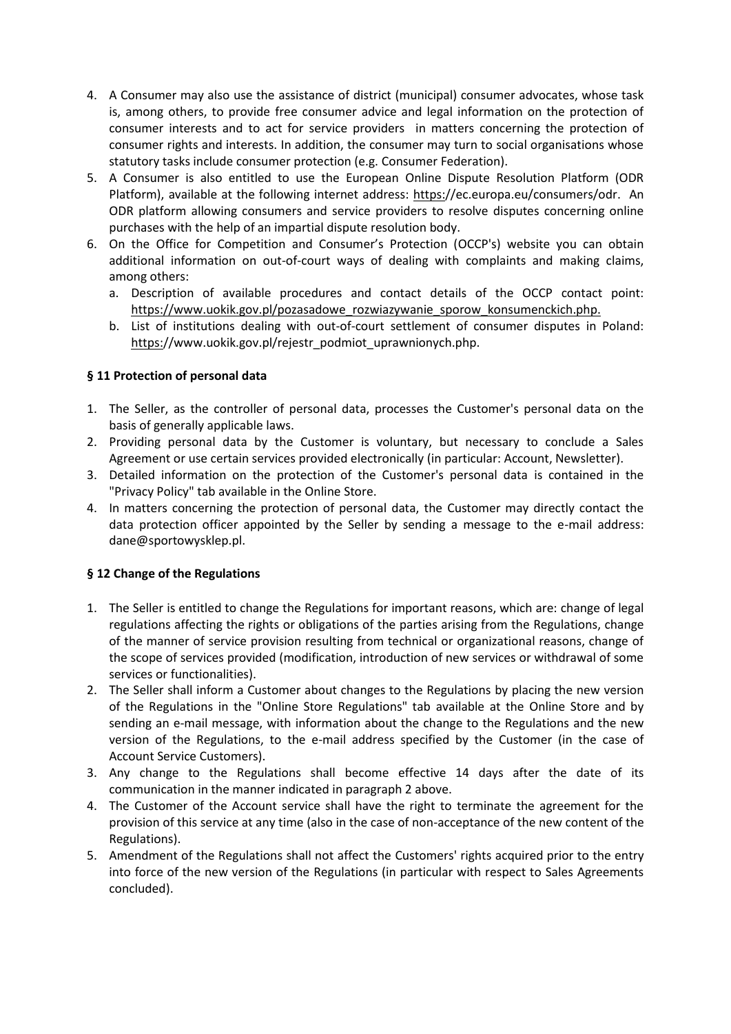4. A Consumer may also use the assistance of district (municipal) consumer advocates, whose task is, among others, to provide free consumer advice and legal information on the protection of consumer interests and to act for service providers in matters concerning the protection of consumer rights and interests. In addition, the consumer may turn to social organisations whose statutory tasks include consumer protection (e.g. Consumer Federation).
5. A Consumer is also entitled to use the European Online Dispute Resolution Platform (ODR Platform), available at the following internet address: https://ec.europa.eu/consumers/odr. An ODR platform allowing consumers and service providers to resolve disputes concerning online purchases with the help of an impartial dispute resolution body.
6. On the Office for Competition and Consumer's Protection (OCCP's) website you can obtain additional information on out-of-court ways of dealing with complaints and making claims, among others:
   a. Description of available procedures and contact details of the OCCP contact point: https://www.uokik.gov.pl/pozasadowe_rozwiazywanie_sporow_konsumenckich.php.
   b. List of institutions dealing with out-of-court settlement of consumer disputes in Poland: https://www.uokik.gov.pl/rejestr_podmiot_uprawnionych.php.

### § 11 Protection of personal data

1. The Seller, as the controller of personal data, processes the Customer's personal data on the basis of generally applicable laws.
2. Providing personal data by the Customer is voluntary, but necessary to conclude a Sales Agreement or use certain services provided electronically (in particular: Account, Newsletter).
3. Detailed information on the protection of the Customer's personal data is contained in the "Privacy Policy" tab available in the Online Store.
4. In matters concerning the protection of personal data, the Customer may directly contact the data protection officer appointed by the Seller by sending a message to the e-mail address: dane@sportowysklep.pl.

### § 12 Change of the Regulations

1. The Seller is entitled to change the Regulations for important reasons, which are: change of legal regulations affecting the rights or obligations of the parties arising from the Regulations, change of the manner of service provision resulting from technical or organizational reasons, change of the scope of services provided (modification, introduction of new services or withdrawal of some services or functionalities).
2. The Seller shall inform a Customer about changes to the Regulations by placing the new version of the Regulations in the "Online Store Regulations" tab available at the Online Store and by sending an e-mail message, with information about the change to the Regulations and the new version of the Regulations, to the e-mail address specified by the Customer (in the case of Account Service Customers).
3. Any change to the Regulations shall become effective 14 days after the date of its communication in the manner indicated in paragraph 2 above.
4. The Customer of the Account service shall have the right to terminate the agreement for the provision of this service at any time (also in the case of non-acceptance of the new content of the Regulations).
5. Amendment of the Regulations shall not affect the Customers' rights acquired prior to the entry into force of the new version of the Regulations (in particular with respect to Sales Agreements concluded).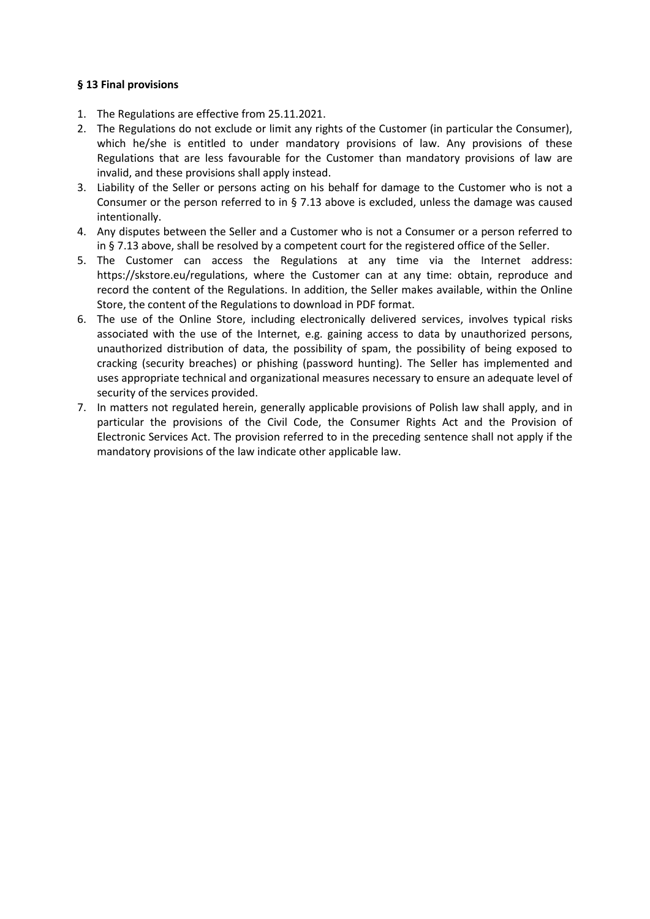**§ 13 Final provisions**

1. The Regulations are effective from 25.11.2021.
2. The Regulations do not exclude or limit any rights of the Customer (in particular the Consumer), which he/she is entitled to under mandatory provisions of law. Any provisions of these Regulations that are less favourable for the Customer than mandatory provisions of law are invalid, and these provisions shall apply instead.
3. Liability of the Seller or persons acting on his behalf for damage to the Customer who is not a Consumer or the person referred to in § 7.13 above is excluded, unless the damage was caused intentionally.
4. Any disputes between the Seller and a Customer who is not a Consumer or a person referred to in § 7.13 above, shall be resolved by a competent court for the registered office of the Seller.
5. The Customer can access the Regulations at any time via the Internet address: https://skstore.eu/regulations, where the Customer can at any time: obtain, reproduce and record the content of the Regulations. In addition, the Seller makes available, within the Online Store, the content of the Regulations to download in PDF format.
6. The use of the Online Store, including electronically delivered services, involves typical risks associated with the use of the Internet, e.g. gaining access to data by unauthorized persons, unauthorized distribution of data, the possibility of spam, the possibility of being exposed to cracking (security breaches) or phishing (password hunting). The Seller has implemented and uses appropriate technical and organizational measures necessary to ensure an adequate level of security of the services provided.
7. In matters not regulated herein, generally applicable provisions of Polish law shall apply, and in particular the provisions of the Civil Code, the Consumer Rights Act and the Provision of Electronic Services Act. The provision referred to in the preceding sentence shall not apply if the mandatory provisions of the law indicate other applicable law.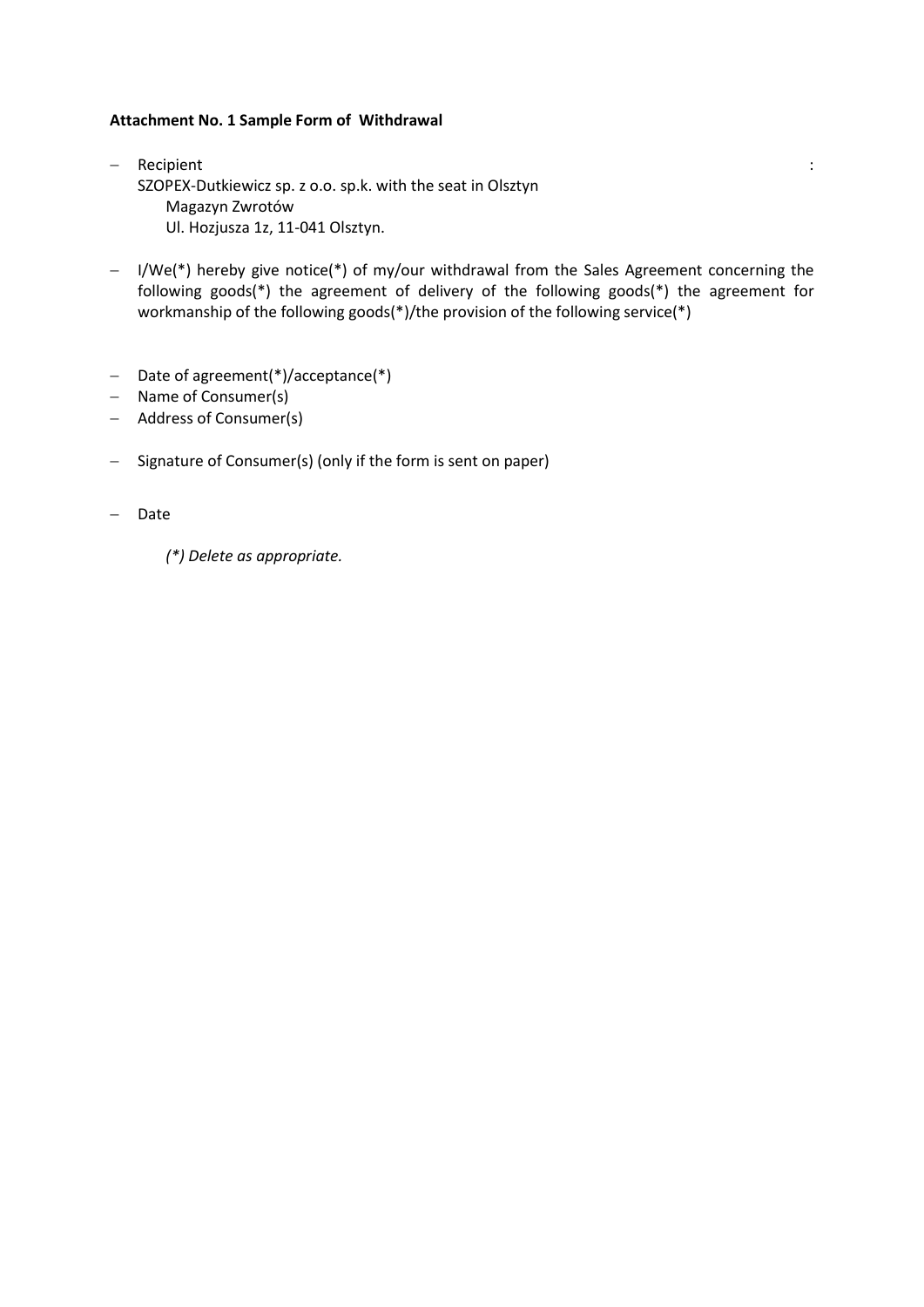**Attachment No. 1 Sample Form of Withdrawal**

- Recipient :
  SZOPEX-Dutkiewicz sp. z o.o. sp.k. with the seat in Olsztyn
  Magazyn Zwrotów
  Ul. Hozjusza 1z, 11-041 Olsztyn.

- I/We(*) hereby give notice(*) of my/our withdrawal from the Sales Agreement concerning the following goods(*) the agreement of delivery of the following goods(*) the agreement for workmanship of the following goods(*)/the provision of the following service(*)

- Date of agreement(*)/acceptance(*)
- Name of Consumer(s)
- Address of Consumer(s)

- Signature of Consumer(s) (only if the form is sent on paper)

- Date

*(*) Delete as appropriate.*